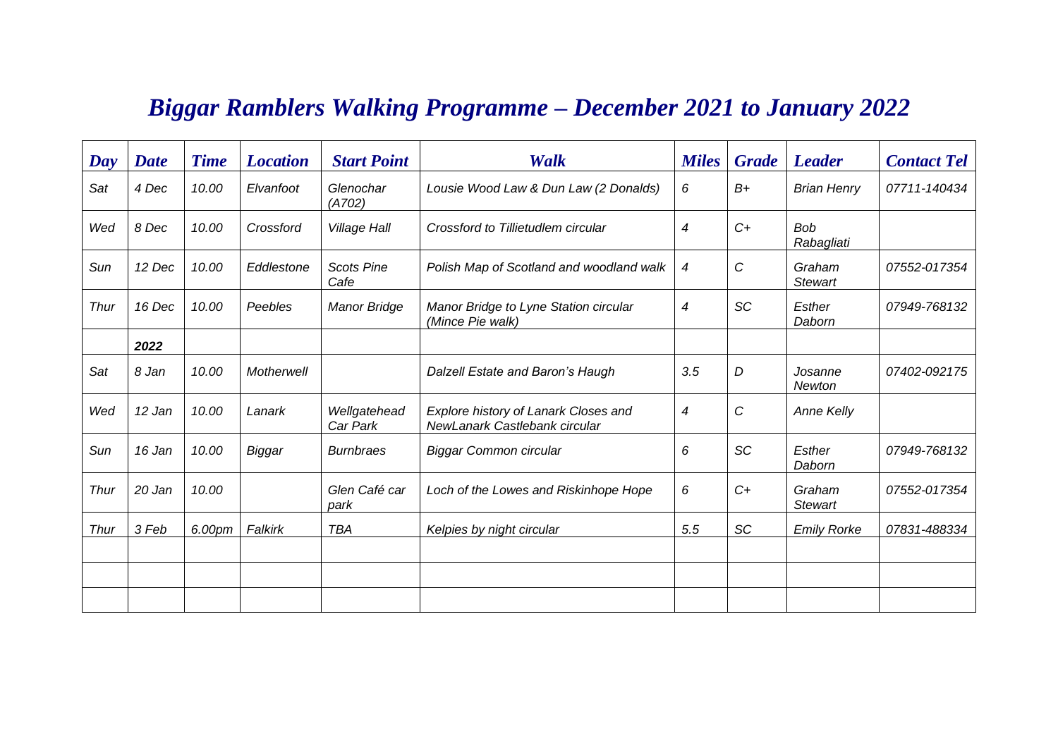# *Biggar Ramblers Walking Programme – December 2021 to January 2022*

| *Day* | *Date* | *Time* | *Location* | *Start Point* | *Walk* | *Miles* | *Grade* | *Leader* | *Contact Tel* |
|---|---|---|---|---|---|---|---|---|---|
| *Sat* | *4 Dec* | *10.00* | *Elvanfoot* | *Glenochar (A702)* | *Lousie Wood Law & Dun Law (2 Donalds)* | *6* | *B+* | *Brian Henry* | *07711-140434* |
| *Wed* | *8 Dec* | *10.00* | *Crossford* | *Village Hall* | *Crossford to Tillietudlem circular* | *4* | *C+* | *Bob Rabagliati* | |
| *Sun* | *12 Dec* | *10.00* | *Eddlestone* | *Scots Pine Cafe* | *Polish Map of Scotland and woodland walk* | *4* | *C* | *Graham Stewart* | *07552-017354* |
| *Thur* | *16 Dec* | *10.00* | *Peebles* | *Manor Bridge* | *Manor Bridge to Lyne Station circular (Mince Pie walk)* | *4* | *SC* | *Esther Daborn* | *07949-768132* |
| | ***2022*** | | | | | | | | |
| *Sat* | *8 Jan* | *10.00* | *Motherwell* | | *Dalzell Estate and Baron's Haugh* | *3.5* | *D* | *Josanne Newton* | *07402-092175* |
| *Wed* | *12 Jan* | *10.00* | *Lanark* | *Wellgatehead Car Park* | *Explore history of Lanark Closes and NewLanark Castlebank circular* | *4* | *C* | *Anne Kelly* | |
| *Sun* | *16 Jan* | *10.00* | *Biggar* | *Burnbraes* | *Biggar Common circular* | *6* | *SC* | *Esther Daborn* | *07949-768132* |
| *Thur* | *20 Jan* | *10.00* | | *Glen Café car park* | *Loch of the Lowes and Riskinhope Hope* | *6* | *C+* | *Graham Stewart* | *07552-017354* |
| *Thur* | *3 Feb* | *6.00pm* | *Falkirk* | *TBA* | *Kelpies by night circular* | *5.5* | *SC* | *Emily Rorke* | *07831-488334* |
| | | | | | | | | | |
| | | | | | | | | | |
| | | | | | | | | | |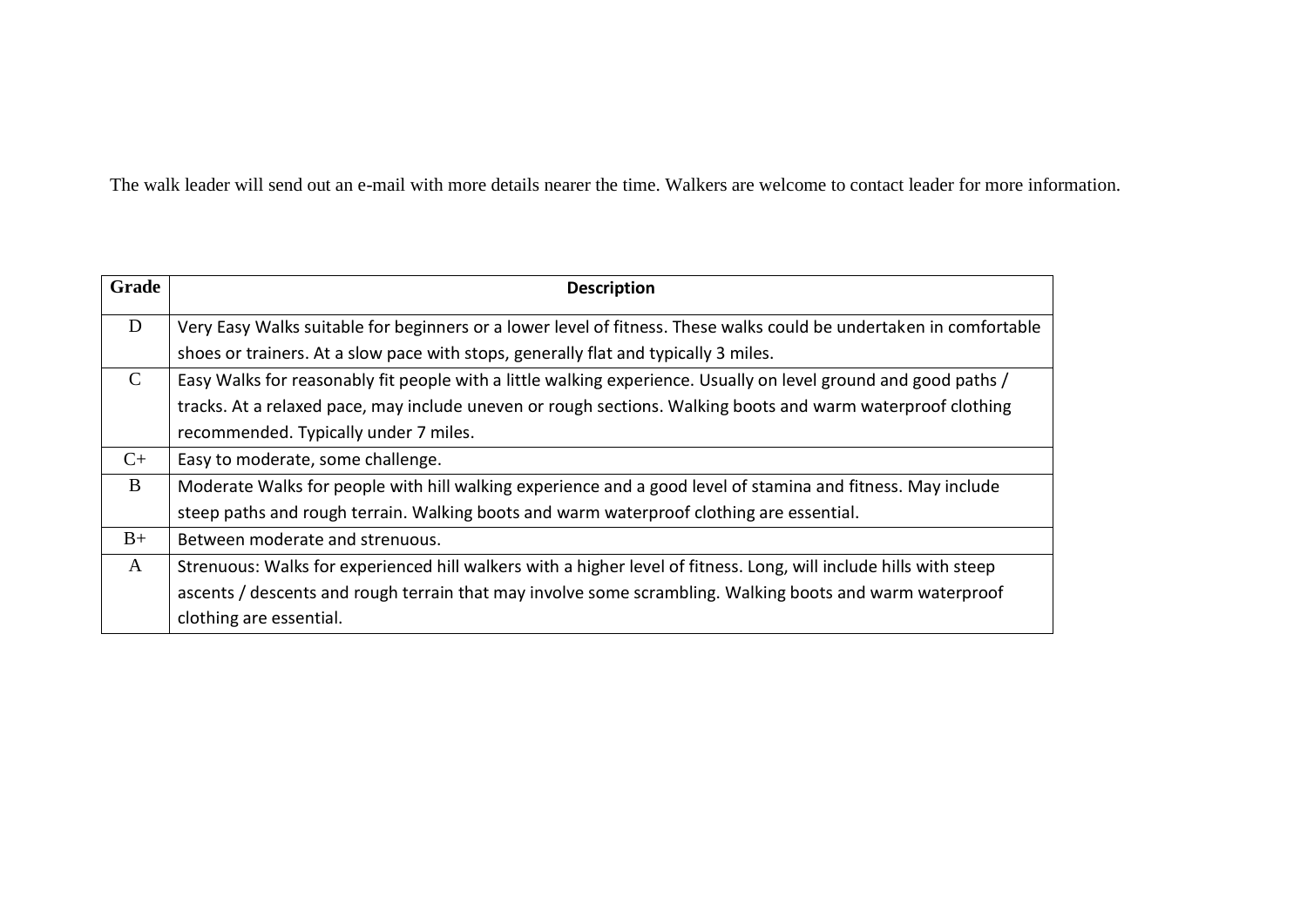The walk leader will send out an e-mail with more details nearer the time. Walkers are welcome to contact leader for more information.

| Grade | Description |
|---|---|
| D | Very Easy Walks suitable for beginners or a lower level of fitness. These walks could be undertaken in comfortable shoes or trainers. At a slow pace with stops, generally flat and typically 3 miles. |
| C | Easy Walks for reasonably fit people with a little walking experience. Usually on level ground and good paths / tracks. At a relaxed pace, may include uneven or rough sections. Walking boots and warm waterproof clothing recommended. Typically under 7 miles. |
| C+ | Easy to moderate, some challenge. |
| B | Moderate Walks for people with hill walking experience and a good level of stamina and fitness. May include steep paths and rough terrain. Walking boots and warm waterproof clothing are essential. |
| B+ | Between moderate and strenuous. |
| A | Strenuous: Walks for experienced hill walkers with a higher level of fitness. Long, will include hills with steep ascents / descents and rough terrain that may involve some scrambling. Walking boots and warm waterproof clothing are essential. |